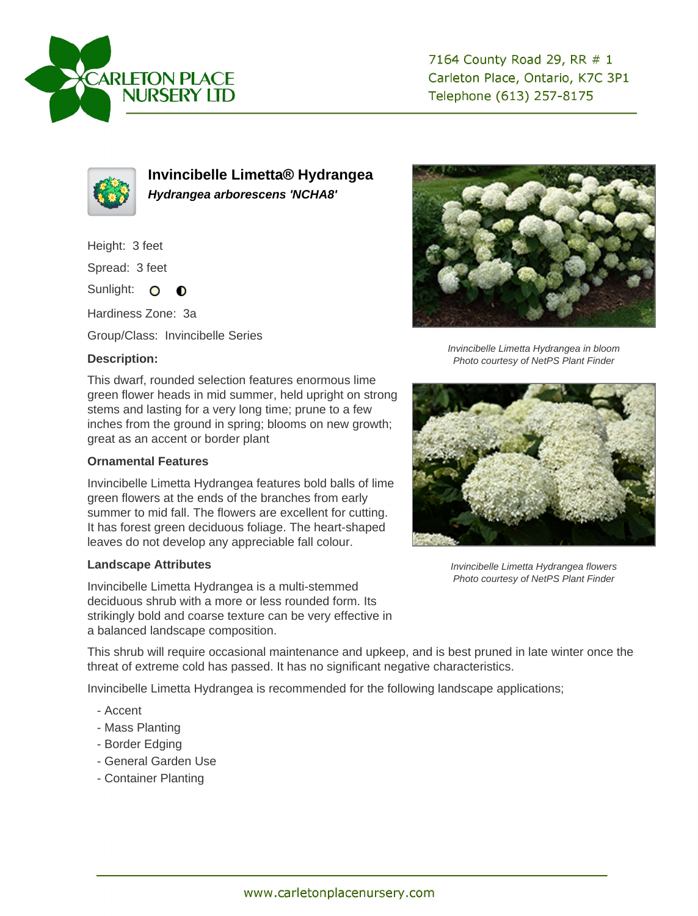7164 County Road 29, RR # 1
Carleton Place, Ontario, K7C 3P1
Telephone (613) 257-8175

# Invincibelle Limetta® Hydrangea

***Hydrangea arborescens 'NCHA8'***

Height: 3 feet

Spread: 3 feet

Sunlight: ○ ◐

Hardiness Zone: 3a

Group/Class: Invincibelle Series

### Description:

This dwarf, rounded selection features enormous lime green flower heads in mid summer, held upright on strong stems and lasting for a very long time; prune to a few inches from the ground in spring; blooms on new growth; great as an accent or border plant

### Ornamental Features

Invincibelle Limetta Hydrangea features bold balls of lime green flowers at the ends of the branches from early summer to mid fall. The flowers are excellent for cutting. It has forest green deciduous foliage. The heart-shaped leaves do not develop any appreciable fall colour.

### Landscape Attributes

Invincibelle Limetta Hydrangea is a multi-stemmed deciduous shrub with a more or less rounded form. Its strikingly bold and coarse texture can be very effective in a balanced landscape composition.

This shrub will require occasional maintenance and upkeep, and is best pruned in late winter once the threat of extreme cold has passed. It has no significant negative characteristics.

Invincibelle Limetta Hydrangea is recommended for the following landscape applications;

- Accent
- Mass Planting
- Border Edging
- General Garden Use
- Container Planting

*Invincibelle Limetta Hydrangea in bloom*
*Photo courtesy of NetPS Plant Finder*

*Invincibelle Limetta Hydrangea flowers*
*Photo courtesy of NetPS Plant Finder*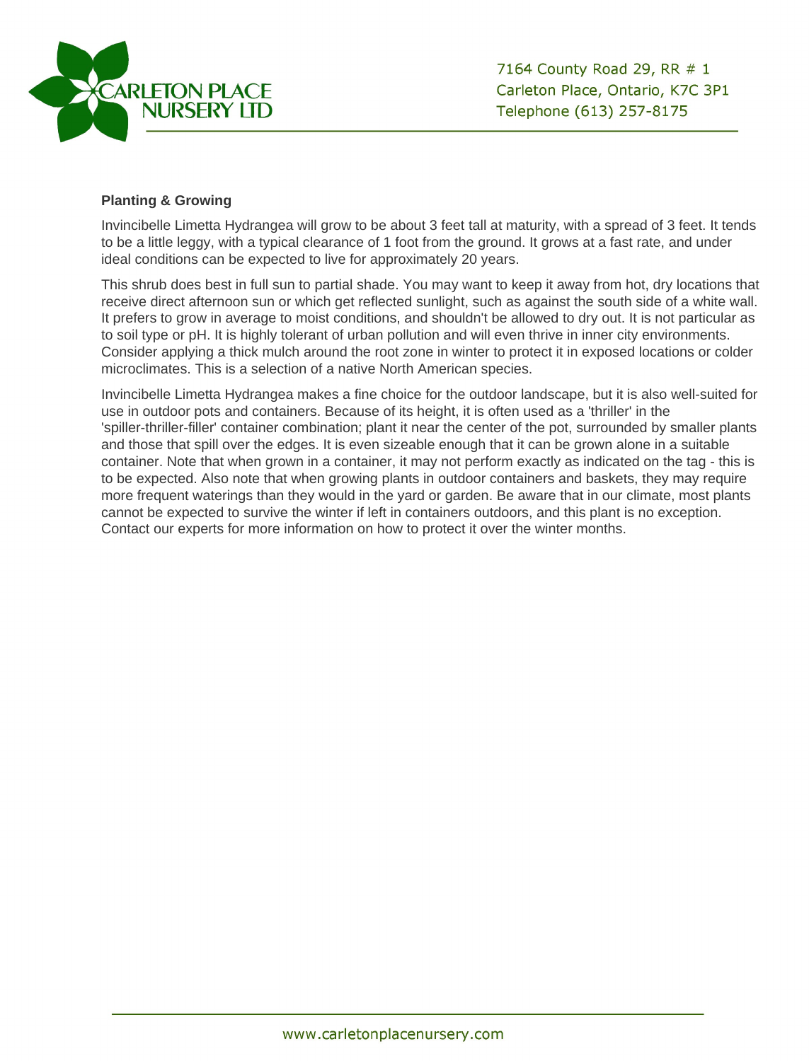## Planting & Growing

Invincibelle Limetta Hydrangea will grow to be about 3 feet tall at maturity, with a spread of 3 feet. It tends to be a little leggy, with a typical clearance of 1 foot from the ground. It grows at a fast rate, and under ideal conditions can be expected to live for approximately 20 years.

This shrub does best in full sun to partial shade. You may want to keep it away from hot, dry locations that receive direct afternoon sun or which get reflected sunlight, such as against the south side of a white wall. It prefers to grow in average to moist conditions, and shouldn't be allowed to dry out. It is not particular as to soil type or pH. It is highly tolerant of urban pollution and will even thrive in inner city environments. Consider applying a thick mulch around the root zone in winter to protect it in exposed locations or colder microclimates. This is a selection of a native North American species.

Invincibelle Limetta Hydrangea makes a fine choice for the outdoor landscape, but it is also well-suited for use in outdoor pots and containers. Because of its height, it is often used as a 'thriller' in the 'spiller-thriller-filler' container combination; plant it near the center of the pot, surrounded by smaller plants and those that spill over the edges. It is even sizeable enough that it can be grown alone in a suitable container. Note that when grown in a container, it may not perform exactly as indicated on the tag - this is to be expected. Also note that when growing plants in outdoor containers and baskets, they may require more frequent waterings than they would in the yard or garden. Be aware that in our climate, most plants cannot be expected to survive the winter if left in containers outdoors, and this plant is no exception. Contact our experts for more information on how to protect it over the winter months.